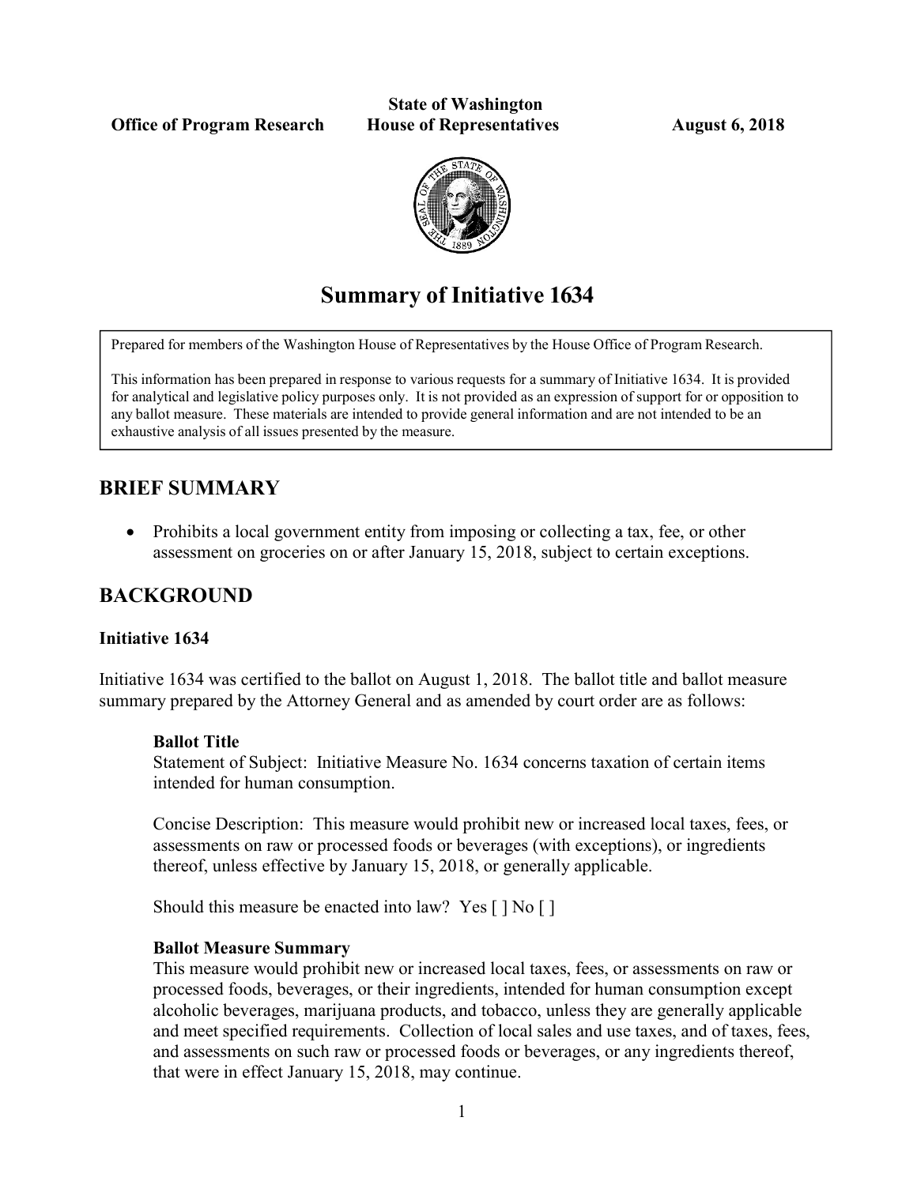**State of Washington**

**Office of Program Research** **House of Representatives** **August 6, 2018**

# Summary of Initiative 1634

Prepared for members of the Washington House of Representatives by the House Office of Program Research.

This information has been prepared in response to various requests for a summary of Initiative 1634. It is provided for analytical and legislative policy purposes only. It is not provided as an expression of support for or opposition to any ballot measure. These materials are intended to provide general information and are not intended to be an exhaustive analysis of all issues presented by the measure.

## BRIEF SUMMARY

- Prohibits a local government entity from imposing or collecting a tax, fee, or other assessment on groceries on or after January 15, 2018, subject to certain exceptions.

## BACKGROUND

### Initiative 1634

Initiative 1634 was certified to the ballot on August 1, 2018. The ballot title and ballot measure summary prepared by the Attorney General and as amended by court order are as follows:

**Ballot Title**

Statement of Subject: Initiative Measure No. 1634 concerns taxation of certain items intended for human consumption.

Concise Description: This measure would prohibit new or increased local taxes, fees, or assessments on raw or processed foods or beverages (with exceptions), or ingredients thereof, unless effective by January 15, 2018, or generally applicable.

Should this measure be enacted into law? Yes [ ] No [ ]

**Ballot Measure Summary**

This measure would prohibit new or increased local taxes, fees, or assessments on raw or processed foods, beverages, or their ingredients, intended for human consumption except alcoholic beverages, marijuana products, and tobacco, unless they are generally applicable and meet specified requirements. Collection of local sales and use taxes, and of taxes, fees, and assessments on such raw or processed foods or beverages, or any ingredients thereof, that were in effect January 15, 2018, may continue.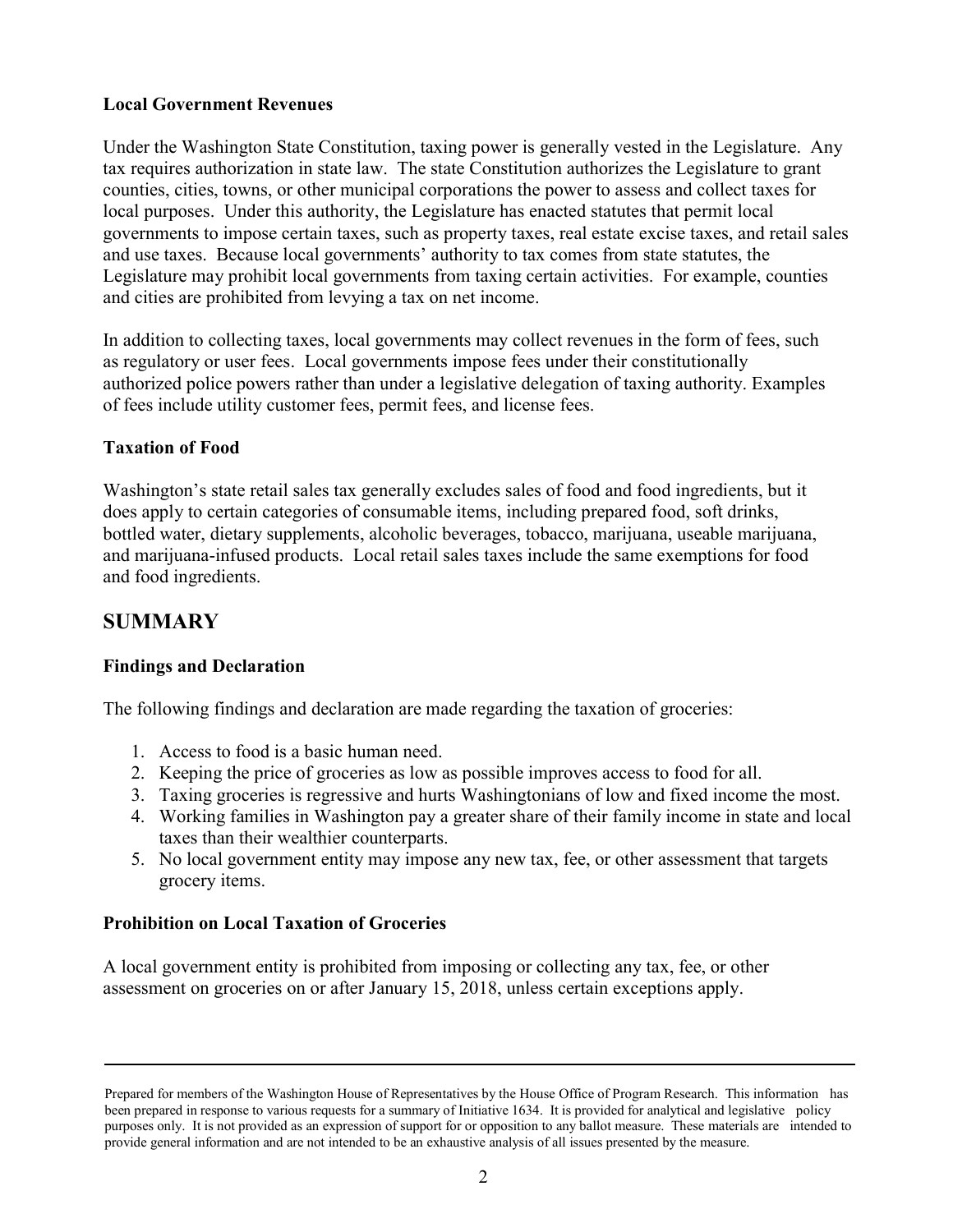**Local Government Revenues**

Under the Washington State Constitution, taxing power is generally vested in the Legislature. Any tax requires authorization in state law. The state Constitution authorizes the Legislature to grant counties, cities, towns, or other municipal corporations the power to assess and collect taxes for local purposes. Under this authority, the Legislature has enacted statutes that permit local governments to impose certain taxes, such as property taxes, real estate excise taxes, and retail sales and use taxes. Because local governments' authority to tax comes from state statutes, the Legislature may prohibit local governments from taxing certain activities. For example, counties and cities are prohibited from levying a tax on net income.

In addition to collecting taxes, local governments may collect revenues in the form of fees, such as regulatory or user fees. Local governments impose fees under their constitutionally authorized police powers rather than under a legislative delegation of taxing authority. Examples of fees include utility customer fees, permit fees, and license fees.

**Taxation of Food**

Washington's state retail sales tax generally excludes sales of food and food ingredients, but it does apply to certain categories of consumable items, including prepared food, soft drinks, bottled water, dietary supplements, alcoholic beverages, tobacco, marijuana, useable marijuana, and marijuana-infused products. Local retail sales taxes include the same exemptions for food and food ingredients.

## SUMMARY

**Findings and Declaration**

The following findings and declaration are made regarding the taxation of groceries:

1. Access to food is a basic human need.
2. Keeping the price of groceries as low as possible improves access to food for all.
3. Taxing groceries is regressive and hurts Washingtonians of low and fixed income the most.
4. Working families in Washington pay a greater share of their family income in state and local taxes than their wealthier counterparts.
5. No local government entity may impose any new tax, fee, or other assessment that targets grocery items.

**Prohibition on Local Taxation of Groceries**

A local government entity is prohibited from imposing or collecting any tax, fee, or other assessment on groceries on or after January 15, 2018, unless certain exceptions apply.

---

Prepared for members of the Washington House of Representatives by the House Office of Program Research. This information has been prepared in response to various requests for a summary of Initiative 1634. It is provided for analytical and legislative policy purposes only. It is not provided as an expression of support for or opposition to any ballot measure. These materials are intended to provide general information and are not intended to be an exhaustive analysis of all issues presented by the measure.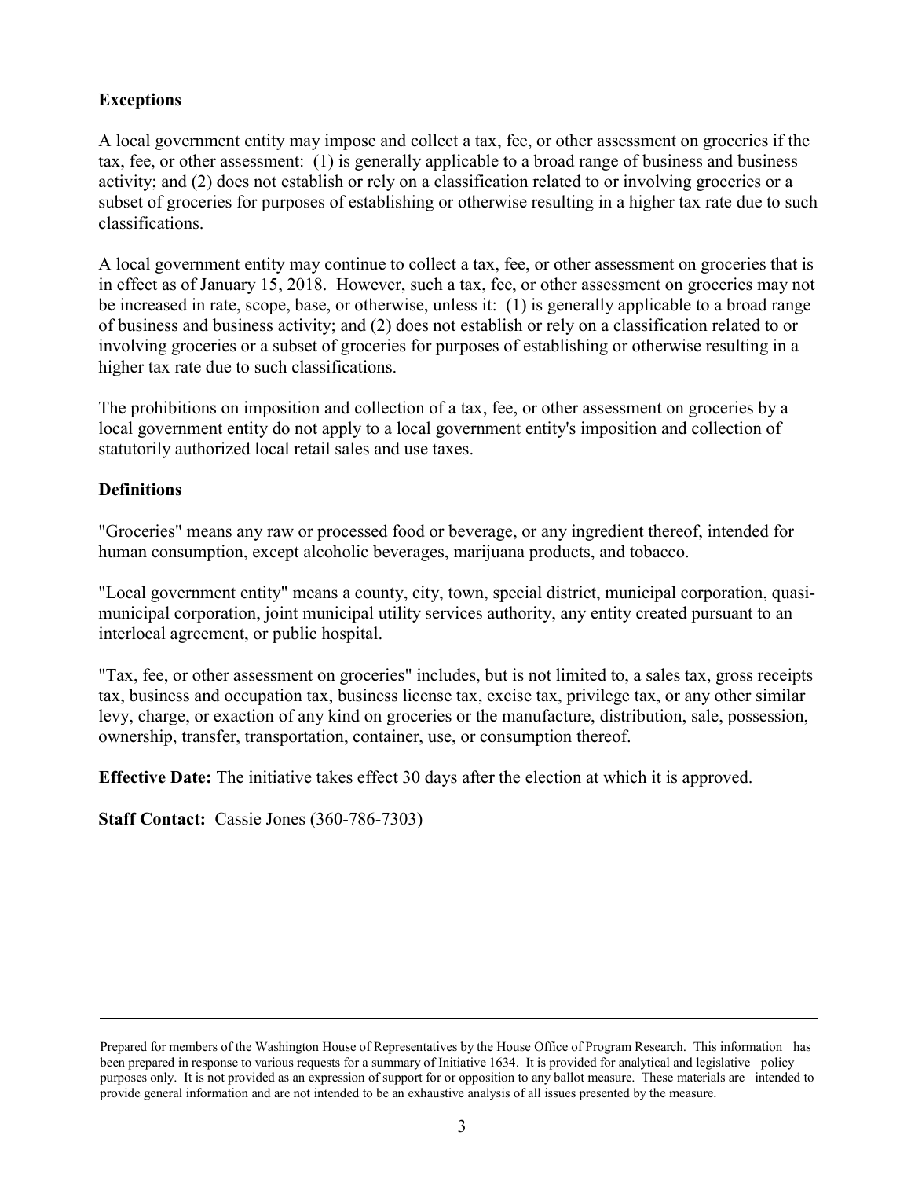### Exceptions

A local government entity may impose and collect a tax, fee, or other assessment on groceries if the tax, fee, or other assessment: (1) is generally applicable to a broad range of business and business activity; and (2) does not establish or rely on a classification related to or involving groceries or a subset of groceries for purposes of establishing or otherwise resulting in a higher tax rate due to such classifications.

A local government entity may continue to collect a tax, fee, or other assessment on groceries that is in effect as of January 15, 2018. However, such a tax, fee, or other assessment on groceries may not be increased in rate, scope, base, or otherwise, unless it: (1) is generally applicable to a broad range of business and business activity; and (2) does not establish or rely on a classification related to or involving groceries or a subset of groceries for purposes of establishing or otherwise resulting in a higher tax rate due to such classifications.

The prohibitions on imposition and collection of a tax, fee, or other assessment on groceries by a local government entity do not apply to a local government entity's imposition and collection of statutorily authorized local retail sales and use taxes.

### Definitions

"Groceries" means any raw or processed food or beverage, or any ingredient thereof, intended for human consumption, except alcoholic beverages, marijuana products, and tobacco.

"Local government entity" means a county, city, town, special district, municipal corporation, quasi-municipal corporation, joint municipal utility services authority, any entity created pursuant to an interlocal agreement, or public hospital.

"Tax, fee, or other assessment on groceries" includes, but is not limited to, a sales tax, gross receipts tax, business and occupation tax, business license tax, excise tax, privilege tax, or any other similar levy, charge, or exaction of any kind on groceries or the manufacture, distribution, sale, possession, ownership, transfer, transportation, container, use, or consumption thereof.

**Effective Date:** The initiative takes effect 30 days after the election at which it is approved.

**Staff Contact:** Cassie Jones (360-786-7303)

---

Prepared for members of the Washington House of Representatives by the House Office of Program Research. This information has been prepared in response to various requests for a summary of Initiative 1634. It is provided for analytical and legislative policy purposes only. It is not provided as an expression of support for or opposition to any ballot measure. These materials are intended to provide general information and are not intended to be an exhaustive analysis of all issues presented by the measure.